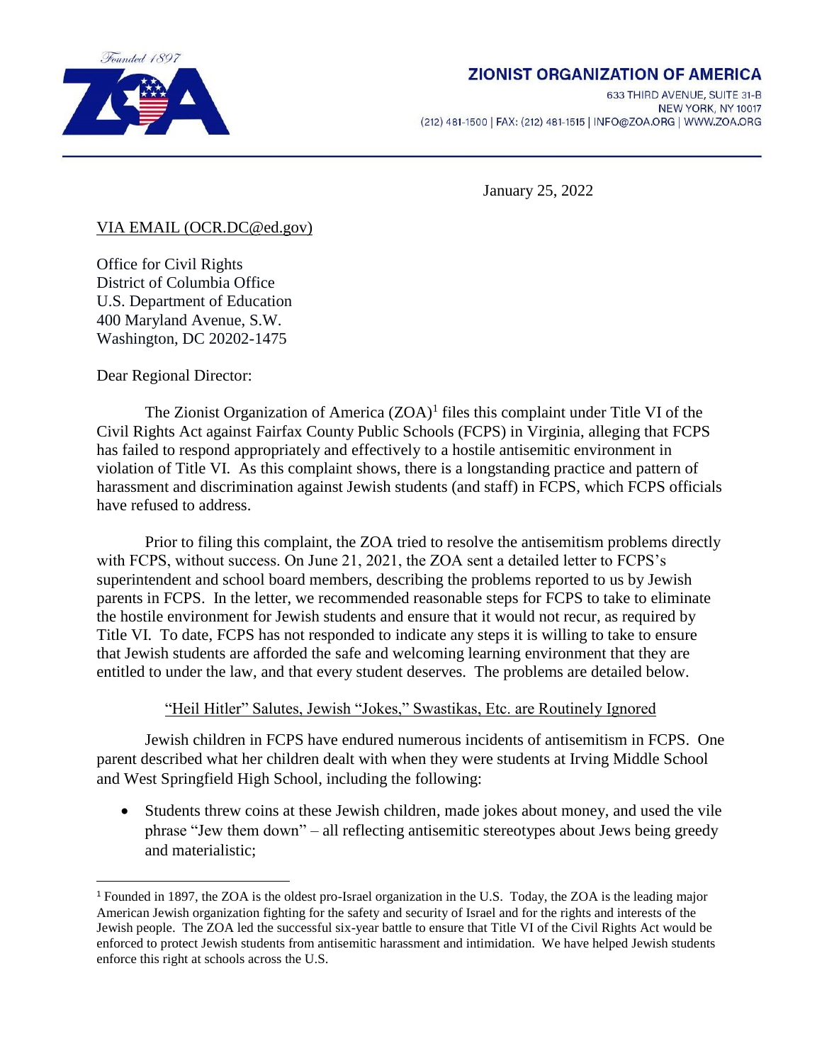Founded 1897

**ZIONIST ORGANIZATION OF AMERICA**

633 THIRD AVENUE, SUITE 31-B
NEW YORK, NY 10017
(212) 481-1500 | FAX: (212) 481-1515 | INFO@ZOA.ORG | WWW.ZOA.ORG

January 25, 2022

VIA EMAIL (OCR.DC@ed.gov)

Office for Civil Rights
District of Columbia Office
U.S. Department of Education
400 Maryland Avenue, S.W.
Washington, DC 20202-1475

Dear Regional Director:

The Zionist Organization of America (ZOA)[1] files this complaint under Title VI of the Civil Rights Act against Fairfax County Public Schools (FCPS) in Virginia, alleging that FCPS has failed to respond appropriately and effectively to a hostile antisemitic environment in violation of Title VI. As this complaint shows, there is a longstanding practice and pattern of harassment and discrimination against Jewish students (and staff) in FCPS, which FCPS officials have refused to address.

Prior to filing this complaint, the ZOA tried to resolve the antisemitism problems directly with FCPS, without success. On June 21, 2021, the ZOA sent a detailed letter to FCPS's superintendent and school board members, describing the problems reported to us by Jewish parents in FCPS. In the letter, we recommended reasonable steps for FCPS to take to eliminate the hostile environment for Jewish students and ensure that it would not recur, as required by Title VI. To date, FCPS has not responded to indicate any steps it is willing to take to ensure that Jewish students are afforded the safe and welcoming learning environment that they are entitled to under the law, and that every student deserves. The problems are detailed below.

"Heil Hitler" Salutes, Jewish "Jokes," Swastikas, Etc. are Routinely Ignored

Jewish children in FCPS have endured numerous incidents of antisemitism in FCPS. One parent described what her children dealt with when they were students at Irving Middle School and West Springfield High School, including the following:

- Students threw coins at these Jewish children, made jokes about money, and used the vile phrase "Jew them down" – all reflecting antisemitic stereotypes about Jews being greedy and materialistic;

[1] Founded in 1897, the ZOA is the oldest pro-Israel organization in the U.S. Today, the ZOA is the leading major American Jewish organization fighting for the safety and security of Israel and for the rights and interests of the Jewish people. The ZOA led the successful six-year battle to ensure that Title VI of the Civil Rights Act would be enforced to protect Jewish students from antisemitic harassment and intimidation. We have helped Jewish students enforce this right at schools across the U.S.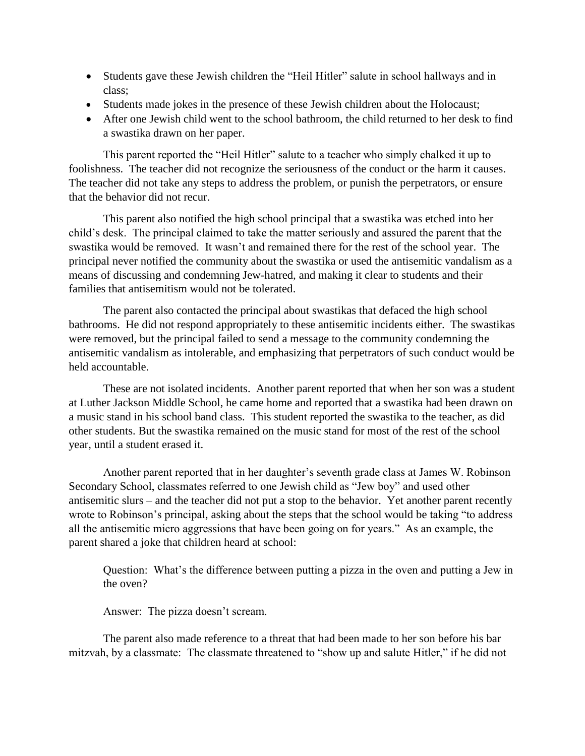- Students gave these Jewish children the "Heil Hitler" salute in school hallways and in class;
- Students made jokes in the presence of these Jewish children about the Holocaust;
- After one Jewish child went to the school bathroom, the child returned to her desk to find a swastika drawn on her paper.

This parent reported the "Heil Hitler" salute to a teacher who simply chalked it up to foolishness. The teacher did not recognize the seriousness of the conduct or the harm it causes. The teacher did not take any steps to address the problem, or punish the perpetrators, or ensure that the behavior did not recur.

This parent also notified the high school principal that a swastika was etched into her child's desk. The principal claimed to take the matter seriously and assured the parent that the swastika would be removed. It wasn't and remained there for the rest of the school year. The principal never notified the community about the swastika or used the antisemitic vandalism as a means of discussing and condemning Jew-hatred, and making it clear to students and their families that antisemitism would not be tolerated.

The parent also contacted the principal about swastikas that defaced the high school bathrooms. He did not respond appropriately to these antisemitic incidents either. The swastikas were removed, but the principal failed to send a message to the community condemning the antisemitic vandalism as intolerable, and emphasizing that perpetrators of such conduct would be held accountable.

These are not isolated incidents. Another parent reported that when her son was a student at Luther Jackson Middle School, he came home and reported that a swastika had been drawn on a music stand in his school band class. This student reported the swastika to the teacher, as did other students. But the swastika remained on the music stand for most of the rest of the school year, until a student erased it.

Another parent reported that in her daughter's seventh grade class at James W. Robinson Secondary School, classmates referred to one Jewish child as "Jew boy" and used other antisemitic slurs – and the teacher did not put a stop to the behavior. Yet another parent recently wrote to Robinson's principal, asking about the steps that the school would be taking "to address all the antisemitic micro aggressions that have been going on for years." As an example, the parent shared a joke that children heard at school:

> Question: What's the difference between putting a pizza in the oven and putting a Jew in the oven?
>
> Answer: The pizza doesn't scream.

The parent also made reference to a threat that had been made to her son before his bar mitzvah, by a classmate: The classmate threatened to "show up and salute Hitler," if he did not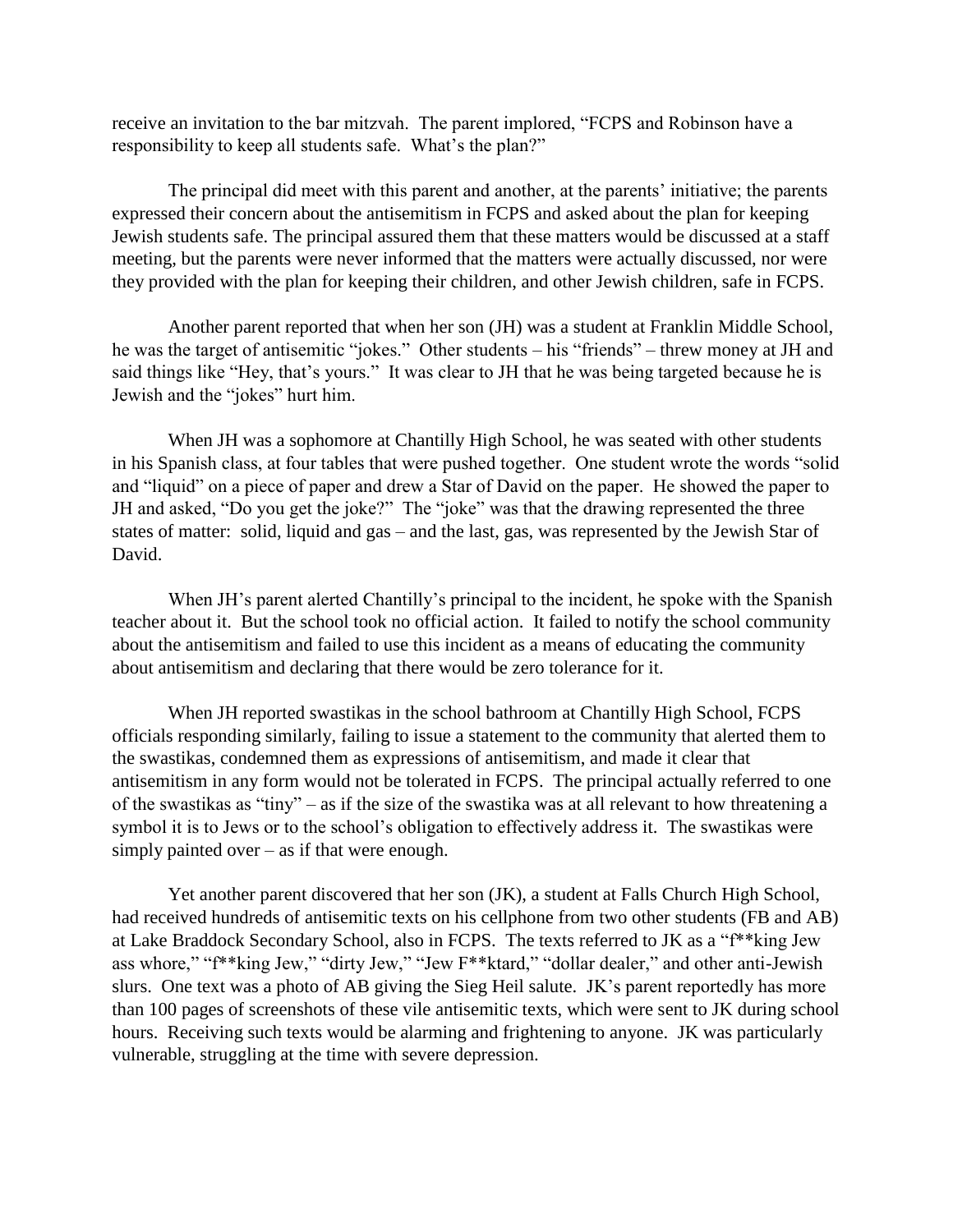receive an invitation to the bar mitzvah. The parent implored, "FCPS and Robinson have a responsibility to keep all students safe. What's the plan?"

The principal did meet with this parent and another, at the parents' initiative; the parents expressed their concern about the antisemitism in FCPS and asked about the plan for keeping Jewish students safe. The principal assured them that these matters would be discussed at a staff meeting, but the parents were never informed that the matters were actually discussed, nor were they provided with the plan for keeping their children, and other Jewish children, safe in FCPS.

Another parent reported that when her son (JH) was a student at Franklin Middle School, he was the target of antisemitic "jokes." Other students – his "friends" – threw money at JH and said things like "Hey, that's yours." It was clear to JH that he was being targeted because he is Jewish and the "jokes" hurt him.

When JH was a sophomore at Chantilly High School, he was seated with other students in his Spanish class, at four tables that were pushed together. One student wrote the words "solid and "liquid" on a piece of paper and drew a Star of David on the paper. He showed the paper to JH and asked, "Do you get the joke?" The "joke" was that the drawing represented the three states of matter: solid, liquid and gas – and the last, gas, was represented by the Jewish Star of David.

When JH's parent alerted Chantilly's principal to the incident, he spoke with the Spanish teacher about it. But the school took no official action. It failed to notify the school community about the antisemitism and failed to use this incident as a means of educating the community about antisemitism and declaring that there would be zero tolerance for it.

When JH reported swastikas in the school bathroom at Chantilly High School, FCPS officials responding similarly, failing to issue a statement to the community that alerted them to the swastikas, condemned them as expressions of antisemitism, and made it clear that antisemitism in any form would not be tolerated in FCPS. The principal actually referred to one of the swastikas as "tiny" – as if the size of the swastika was at all relevant to how threatening a symbol it is to Jews or to the school's obligation to effectively address it. The swastikas were simply painted over – as if that were enough.

Yet another parent discovered that her son (JK), a student at Falls Church High School, had received hundreds of antisemitic texts on his cellphone from two other students (FB and AB) at Lake Braddock Secondary School, also in FCPS. The texts referred to JK as a "f**king Jew ass whore," "f**king Jew," "dirty Jew," "Jew F**ktard," "dollar dealer," and other anti-Jewish slurs. One text was a photo of AB giving the Sieg Heil salute. JK's parent reportedly has more than 100 pages of screenshots of these vile antisemitic texts, which were sent to JK during school hours. Receiving such texts would be alarming and frightening to anyone. JK was particularly vulnerable, struggling at the time with severe depression.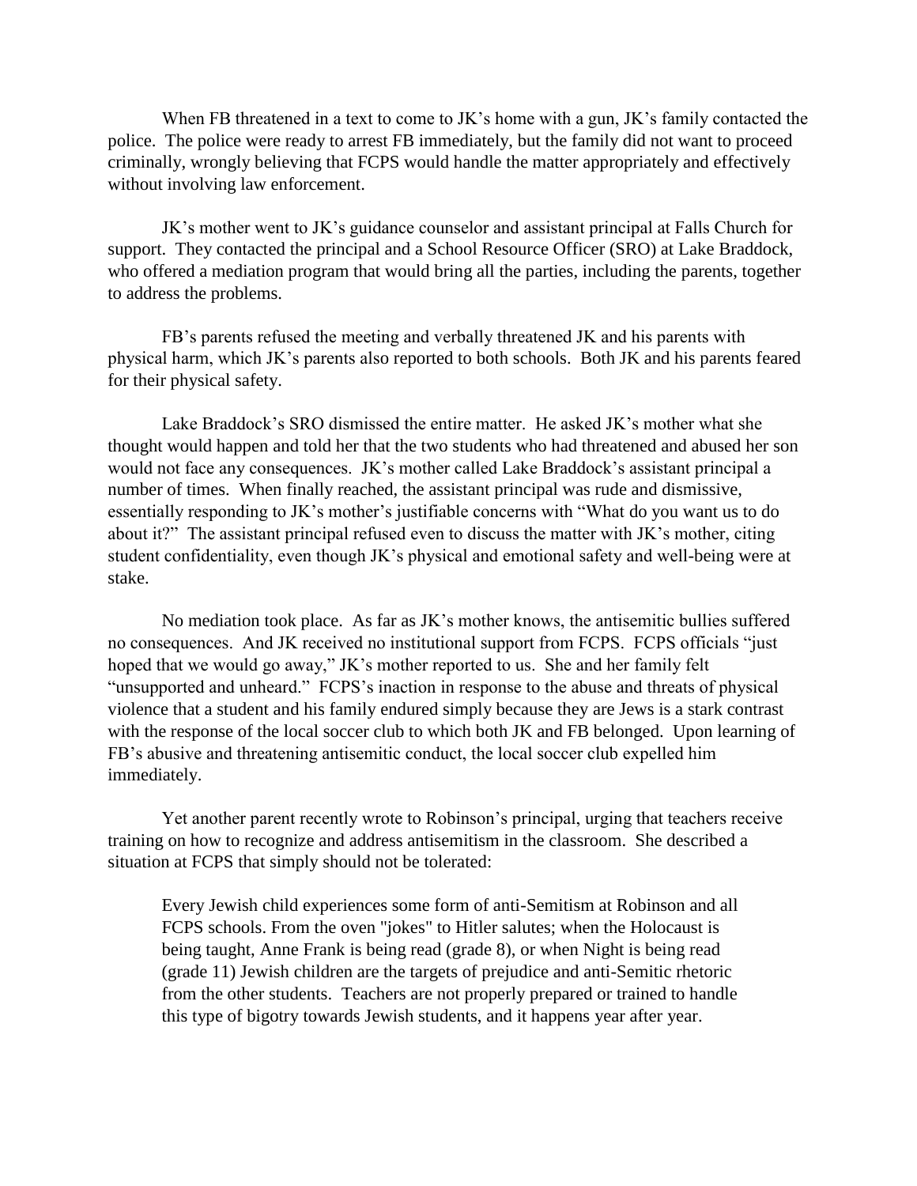When FB threatened in a text to come to JK's home with a gun, JK's family contacted the police. The police were ready to arrest FB immediately, but the family did not want to proceed criminally, wrongly believing that FCPS would handle the matter appropriately and effectively without involving law enforcement.

JK's mother went to JK's guidance counselor and assistant principal at Falls Church for support. They contacted the principal and a School Resource Officer (SRO) at Lake Braddock, who offered a mediation program that would bring all the parties, including the parents, together to address the problems.

FB's parents refused the meeting and verbally threatened JK and his parents with physical harm, which JK's parents also reported to both schools. Both JK and his parents feared for their physical safety.

Lake Braddock's SRO dismissed the entire matter. He asked JK's mother what she thought would happen and told her that the two students who had threatened and abused her son would not face any consequences. JK's mother called Lake Braddock's assistant principal a number of times. When finally reached, the assistant principal was rude and dismissive, essentially responding to JK's mother's justifiable concerns with "What do you want us to do about it?" The assistant principal refused even to discuss the matter with JK's mother, citing student confidentiality, even though JK's physical and emotional safety and well-being were at stake.

No mediation took place. As far as JK's mother knows, the antisemitic bullies suffered no consequences. And JK received no institutional support from FCPS. FCPS officials "just hoped that we would go away," JK's mother reported to us. She and her family felt "unsupported and unheard." FCPS's inaction in response to the abuse and threats of physical violence that a student and his family endured simply because they are Jews is a stark contrast with the response of the local soccer club to which both JK and FB belonged. Upon learning of FB's abusive and threatening antisemitic conduct, the local soccer club expelled him immediately.

Yet another parent recently wrote to Robinson's principal, urging that teachers receive training on how to recognize and address antisemitism in the classroom. She described a situation at FCPS that simply should not be tolerated:

> Every Jewish child experiences some form of anti-Semitism at Robinson and all FCPS schools. From the oven "jokes" to Hitler salutes; when the Holocaust is being taught, Anne Frank is being read (grade 8), or when Night is being read (grade 11) Jewish children are the targets of prejudice and anti-Semitic rhetoric from the other students. Teachers are not properly prepared or trained to handle this type of bigotry towards Jewish students, and it happens year after year.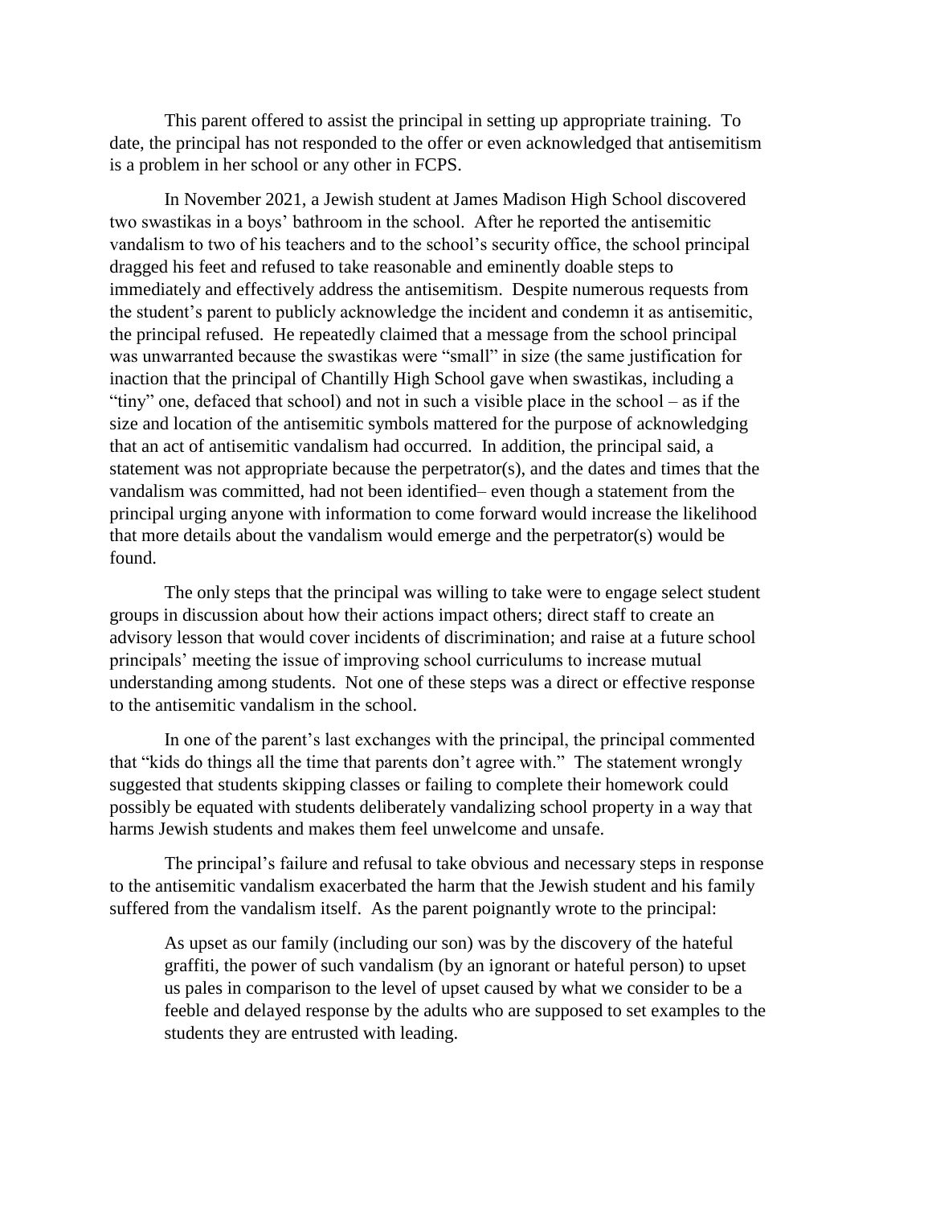This parent offered to assist the principal in setting up appropriate training. To date, the principal has not responded to the offer or even acknowledged that antisemitism is a problem in her school or any other in FCPS.

In November 2021, a Jewish student at James Madison High School discovered two swastikas in a boys' bathroom in the school. After he reported the antisemitic vandalism to two of his teachers and to the school's security office, the school principal dragged his feet and refused to take reasonable and eminently doable steps to immediately and effectively address the antisemitism. Despite numerous requests from the student's parent to publicly acknowledge the incident and condemn it as antisemitic, the principal refused. He repeatedly claimed that a message from the school principal was unwarranted because the swastikas were "small" in size (the same justification for inaction that the principal of Chantilly High School gave when swastikas, including a "tiny" one, defaced that school) and not in such a visible place in the school – as if the size and location of the antisemitic symbols mattered for the purpose of acknowledging that an act of antisemitic vandalism had occurred. In addition, the principal said, a statement was not appropriate because the perpetrator(s), and the dates and times that the vandalism was committed, had not been identified– even though a statement from the principal urging anyone with information to come forward would increase the likelihood that more details about the vandalism would emerge and the perpetrator(s) would be found.

The only steps that the principal was willing to take were to engage select student groups in discussion about how their actions impact others; direct staff to create an advisory lesson that would cover incidents of discrimination; and raise at a future school principals' meeting the issue of improving school curriculums to increase mutual understanding among students. Not one of these steps was a direct or effective response to the antisemitic vandalism in the school.

In one of the parent's last exchanges with the principal, the principal commented that "kids do things all the time that parents don't agree with." The statement wrongly suggested that students skipping classes or failing to complete their homework could possibly be equated with students deliberately vandalizing school property in a way that harms Jewish students and makes them feel unwelcome and unsafe.

The principal's failure and refusal to take obvious and necessary steps in response to the antisemitic vandalism exacerbated the harm that the Jewish student and his family suffered from the vandalism itself. As the parent poignantly wrote to the principal:

> As upset as our family (including our son) was by the discovery of the hateful graffiti, the power of such vandalism (by an ignorant or hateful person) to upset us pales in comparison to the level of upset caused by what we consider to be a feeble and delayed response by the adults who are supposed to set examples to the students they are entrusted with leading.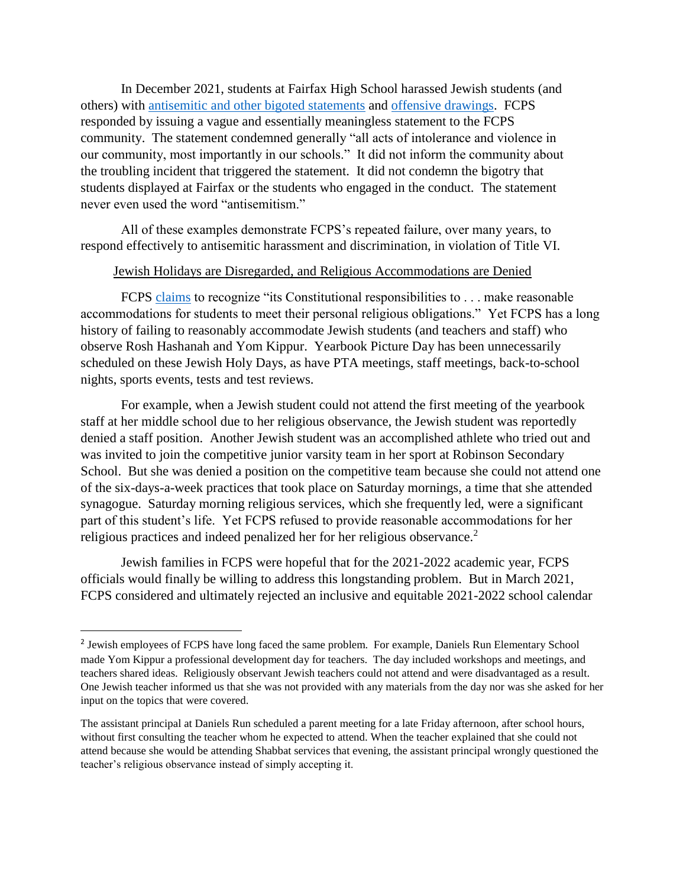In December 2021, students at Fairfax High School harassed Jewish students (and others) with antisemitic and other bigoted statements and offensive drawings. FCPS responded by issuing a vague and essentially meaningless statement to the FCPS community. The statement condemned generally "all acts of intolerance and violence in our community, most importantly in our schools." It did not inform the community about the troubling incident that triggered the statement. It did not condemn the bigotry that students displayed at Fairfax or the students who engaged in the conduct. The statement never even used the word "antisemitism."

All of these examples demonstrate FCPS's repeated failure, over many years, to respond effectively to antisemitic harassment and discrimination, in violation of Title VI.

<u>Jewish Holidays are Disregarded, and Religious Accommodations are Denied</u>

FCPS claims to recognize "its Constitutional responsibilities to . . . make reasonable accommodations for students to meet their personal religious obligations." Yet FCPS has a long history of failing to reasonably accommodate Jewish students (and teachers and staff) who observe Rosh Hashanah and Yom Kippur. Yearbook Picture Day has been unnecessarily scheduled on these Jewish Holy Days, as have PTA meetings, staff meetings, back-to-school nights, sports events, tests and test reviews.

For example, when a Jewish student could not attend the first meeting of the yearbook staff at her middle school due to her religious observance, the Jewish student was reportedly denied a staff position. Another Jewish student was an accomplished athlete who tried out and was invited to join the competitive junior varsity team in her sport at Robinson Secondary School. But she was denied a position on the competitive team because she could not attend one of the six-days-a-week practices that took place on Saturday mornings, a time that she attended synagogue. Saturday morning religious services, which she frequently led, were a significant part of this student's life. Yet FCPS refused to provide reasonable accommodations for her religious practices and indeed penalized her for her religious observance.[2]

Jewish families in FCPS were hopeful that for the 2021-2022 academic year, FCPS officials would finally be willing to address this longstanding problem. But in March 2021, FCPS considered and ultimately rejected an inclusive and equitable 2021-2022 school calendar

---

[2] Jewish employees of FCPS have long faced the same problem. For example, Daniels Run Elementary School made Yom Kippur a professional development day for teachers. The day included workshops and meetings, and teachers shared ideas. Religiously observant Jewish teachers could not attend and were disadvantaged as a result. One Jewish teacher informed us that she was not provided with any materials from the day nor was she asked for her input on the topics that were covered.

The assistant principal at Daniels Run scheduled a parent meeting for a late Friday afternoon, after school hours, without first consulting the teacher whom he expected to attend. When the teacher explained that she could not attend because she would be attending Shabbat services that evening, the assistant principal wrongly questioned the teacher's religious observance instead of simply accepting it.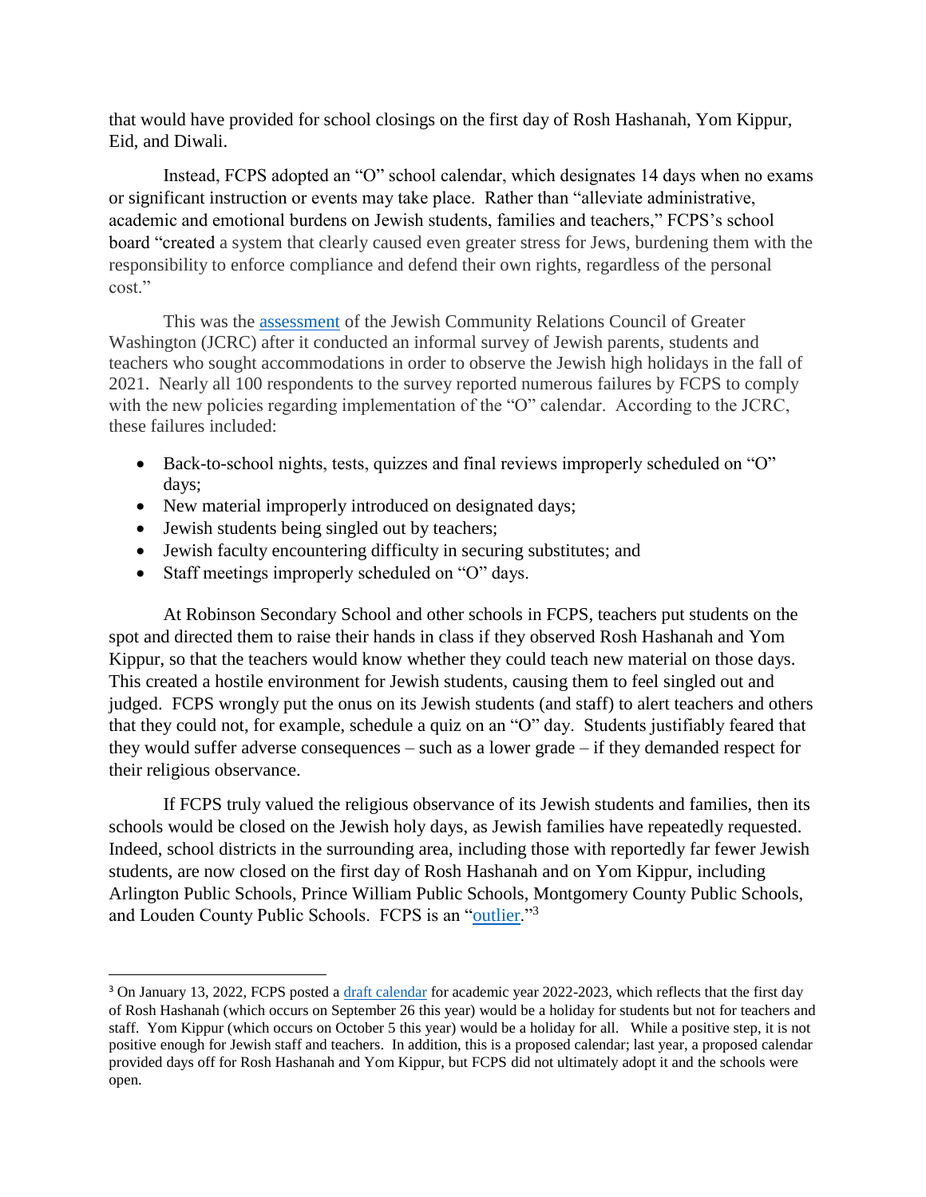that would have provided for school closings on the first day of Rosh Hashanah, Yom Kippur, Eid, and Diwali.

Instead, FCPS adopted an "O" school calendar, which designates 14 days when no exams or significant instruction or events may take place. Rather than "alleviate administrative, academic and emotional burdens on Jewish students, families and teachers," FCPS's school board "created a system that clearly caused even greater stress for Jews, burdening them with the responsibility to enforce compliance and defend their own rights, regardless of the personal cost."

This was the assessment of the Jewish Community Relations Council of Greater Washington (JCRC) after it conducted an informal survey of Jewish parents, students and teachers who sought accommodations in order to observe the Jewish high holidays in the fall of 2021. Nearly all 100 respondents to the survey reported numerous failures by FCPS to comply with the new policies regarding implementation of the "O" calendar. According to the JCRC, these failures included:

- Back-to-school nights, tests, quizzes and final reviews improperly scheduled on "O" days;
- New material improperly introduced on designated days;
- Jewish students being singled out by teachers;
- Jewish faculty encountering difficulty in securing substitutes; and
- Staff meetings improperly scheduled on "O" days.

At Robinson Secondary School and other schools in FCPS, teachers put students on the spot and directed them to raise their hands in class if they observed Rosh Hashanah and Yom Kippur, so that the teachers would know whether they could teach new material on those days. This created a hostile environment for Jewish students, causing them to feel singled out and judged. FCPS wrongly put the onus on its Jewish students (and staff) to alert teachers and others that they could not, for example, schedule a quiz on an "O" day. Students justifiably feared that they would suffer adverse consequences – such as a lower grade – if they demanded respect for their religious observance.

If FCPS truly valued the religious observance of its Jewish students and families, then its schools would be closed on the Jewish holy days, as Jewish families have repeatedly requested. Indeed, school districts in the surrounding area, including those with reportedly far fewer Jewish students, are now closed on the first day of Rosh Hashanah and on Yom Kippur, including Arlington Public Schools, Prince William Public Schools, Montgomery County Public Schools, and Louden County Public Schools. FCPS is an "outlier."[3]

---

[3] On January 13, 2022, FCPS posted a draft calendar for academic year 2022-2023, which reflects that the first day of Rosh Hashanah (which occurs on September 26 this year) would be a holiday for students but not for teachers and staff. Yom Kippur (which occurs on October 5 this year) would be a holiday for all. While a positive step, it is not positive enough for Jewish staff and teachers. In addition, this is a proposed calendar; last year, a proposed calendar provided days off for Rosh Hashanah and Yom Kippur, but FCPS did not ultimately adopt it and the schools were open.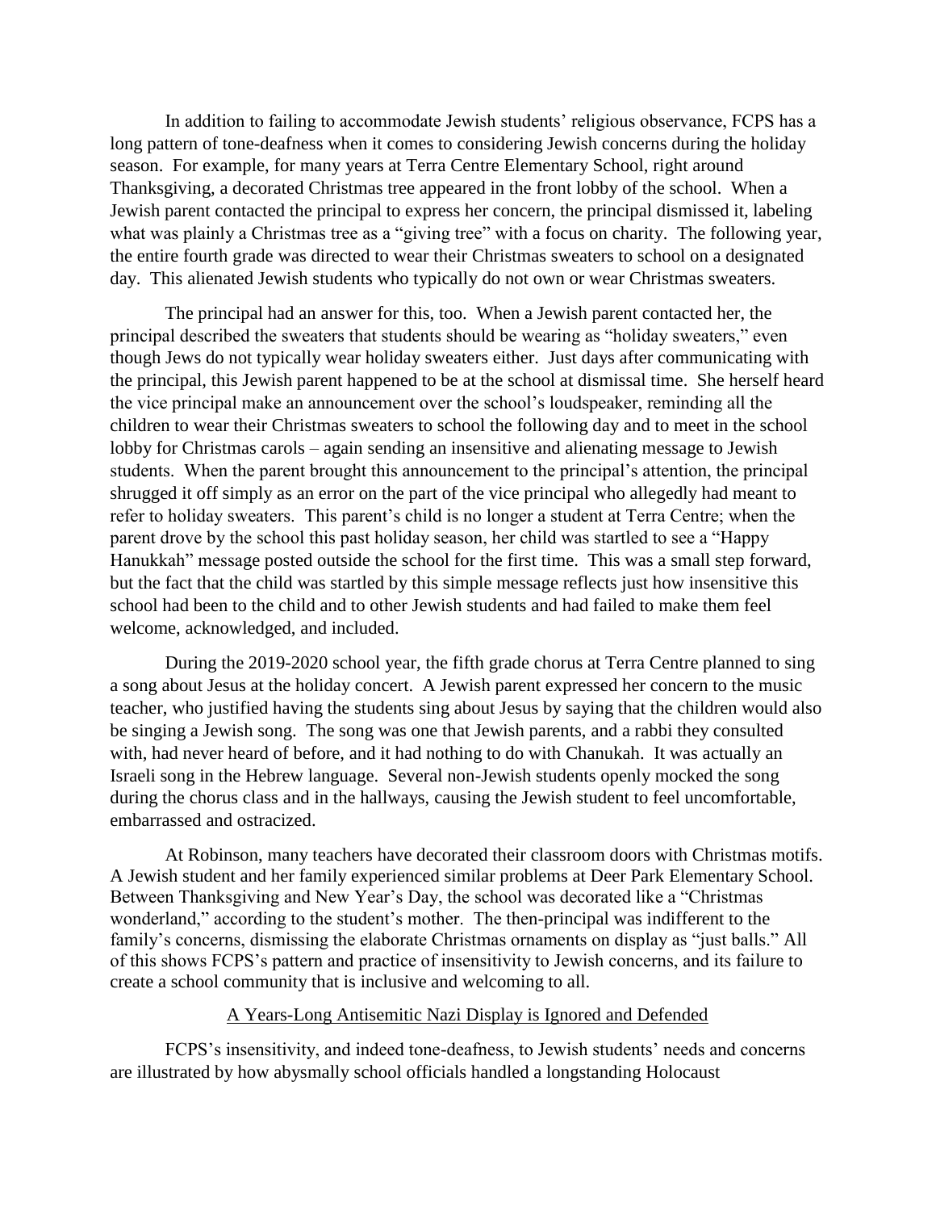In addition to failing to accommodate Jewish students' religious observance, FCPS has a long pattern of tone-deafness when it comes to considering Jewish concerns during the holiday season. For example, for many years at Terra Centre Elementary School, right around Thanksgiving, a decorated Christmas tree appeared in the front lobby of the school. When a Jewish parent contacted the principal to express her concern, the principal dismissed it, labeling what was plainly a Christmas tree as a "giving tree" with a focus on charity. The following year, the entire fourth grade was directed to wear their Christmas sweaters to school on a designated day. This alienated Jewish students who typically do not own or wear Christmas sweaters.

The principal had an answer for this, too. When a Jewish parent contacted her, the principal described the sweaters that students should be wearing as "holiday sweaters," even though Jews do not typically wear holiday sweaters either. Just days after communicating with the principal, this Jewish parent happened to be at the school at dismissal time. She herself heard the vice principal make an announcement over the school's loudspeaker, reminding all the children to wear their Christmas sweaters to school the following day and to meet in the school lobby for Christmas carols – again sending an insensitive and alienating message to Jewish students. When the parent brought this announcement to the principal's attention, the principal shrugged it off simply as an error on the part of the vice principal who allegedly had meant to refer to holiday sweaters. This parent's child is no longer a student at Terra Centre; when the parent drove by the school this past holiday season, her child was startled to see a "Happy Hanukkah" message posted outside the school for the first time. This was a small step forward, but the fact that the child was startled by this simple message reflects just how insensitive this school had been to the child and to other Jewish students and had failed to make them feel welcome, acknowledged, and included.

During the 2019-2020 school year, the fifth grade chorus at Terra Centre planned to sing a song about Jesus at the holiday concert. A Jewish parent expressed her concern to the music teacher, who justified having the students sing about Jesus by saying that the children would also be singing a Jewish song. The song was one that Jewish parents, and a rabbi they consulted with, had never heard of before, and it had nothing to do with Chanukah. It was actually an Israeli song in the Hebrew language. Several non-Jewish students openly mocked the song during the chorus class and in the hallways, causing the Jewish student to feel uncomfortable, embarrassed and ostracized.

At Robinson, many teachers have decorated their classroom doors with Christmas motifs. A Jewish student and her family experienced similar problems at Deer Park Elementary School. Between Thanksgiving and New Year's Day, the school was decorated like a "Christmas wonderland," according to the student's mother. The then-principal was indifferent to the family's concerns, dismissing the elaborate Christmas ornaments on display as "just balls." All of this shows FCPS's pattern and practice of insensitivity to Jewish concerns, and its failure to create a school community that is inclusive and welcoming to all.

<u>A Years-Long Antisemitic Nazi Display is Ignored and Defended</u>

FCPS's insensitivity, and indeed tone-deafness, to Jewish students' needs and concerns are illustrated by how abysmally school officials handled a longstanding Holocaust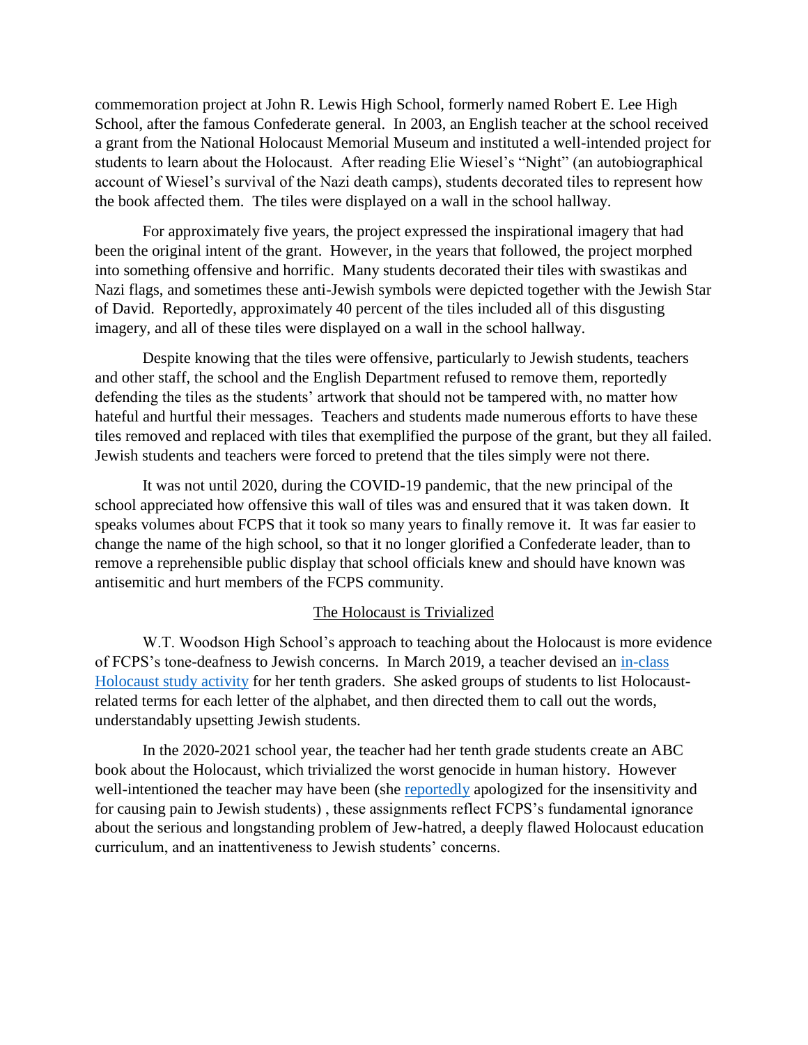commemoration project at John R. Lewis High School, formerly named Robert E. Lee High School, after the famous Confederate general. In 2003, an English teacher at the school received a grant from the National Holocaust Memorial Museum and instituted a well-intended project for students to learn about the Holocaust. After reading Elie Wiesel's "Night" (an autobiographical account of Wiesel's survival of the Nazi death camps), students decorated tiles to represent how the book affected them. The tiles were displayed on a wall in the school hallway.

For approximately five years, the project expressed the inspirational imagery that had been the original intent of the grant. However, in the years that followed, the project morphed into something offensive and horrific. Many students decorated their tiles with swastikas and Nazi flags, and sometimes these anti-Jewish symbols were depicted together with the Jewish Star of David. Reportedly, approximately 40 percent of the tiles included all of this disgusting imagery, and all of these tiles were displayed on a wall in the school hallway.

Despite knowing that the tiles were offensive, particularly to Jewish students, teachers and other staff, the school and the English Department refused to remove them, reportedly defending the tiles as the students' artwork that should not be tampered with, no matter how hateful and hurtful their messages. Teachers and students made numerous efforts to have these tiles removed and replaced with tiles that exemplified the purpose of the grant, but they all failed. Jewish students and teachers were forced to pretend that the tiles simply were not there.

It was not until 2020, during the COVID-19 pandemic, that the new principal of the school appreciated how offensive this wall of tiles was and ensured that it was taken down. It speaks volumes about FCPS that it took so many years to finally remove it. It was far easier to change the name of the high school, so that it no longer glorified a Confederate leader, than to remove a reprehensible public display that school officials knew and should have known was antisemitic and hurt members of the FCPS community.

## The Holocaust is Trivialized

W.T. Woodson High School's approach to teaching about the Holocaust is more evidence of FCPS's tone-deafness to Jewish concerns. In March 2019, a teacher devised an in-class Holocaust study activity for her tenth graders. She asked groups of students to list Holocaust-related terms for each letter of the alphabet, and then directed them to call out the words, understandably upsetting Jewish students.

In the 2020-2021 school year, the teacher had her tenth grade students create an ABC book about the Holocaust, which trivialized the worst genocide in human history. However well-intentioned the teacher may have been (she reportedly apologized for the insensitivity and for causing pain to Jewish students) , these assignments reflect FCPS's fundamental ignorance about the serious and longstanding problem of Jew-hatred, a deeply flawed Holocaust education curriculum, and an inattentiveness to Jewish students' concerns.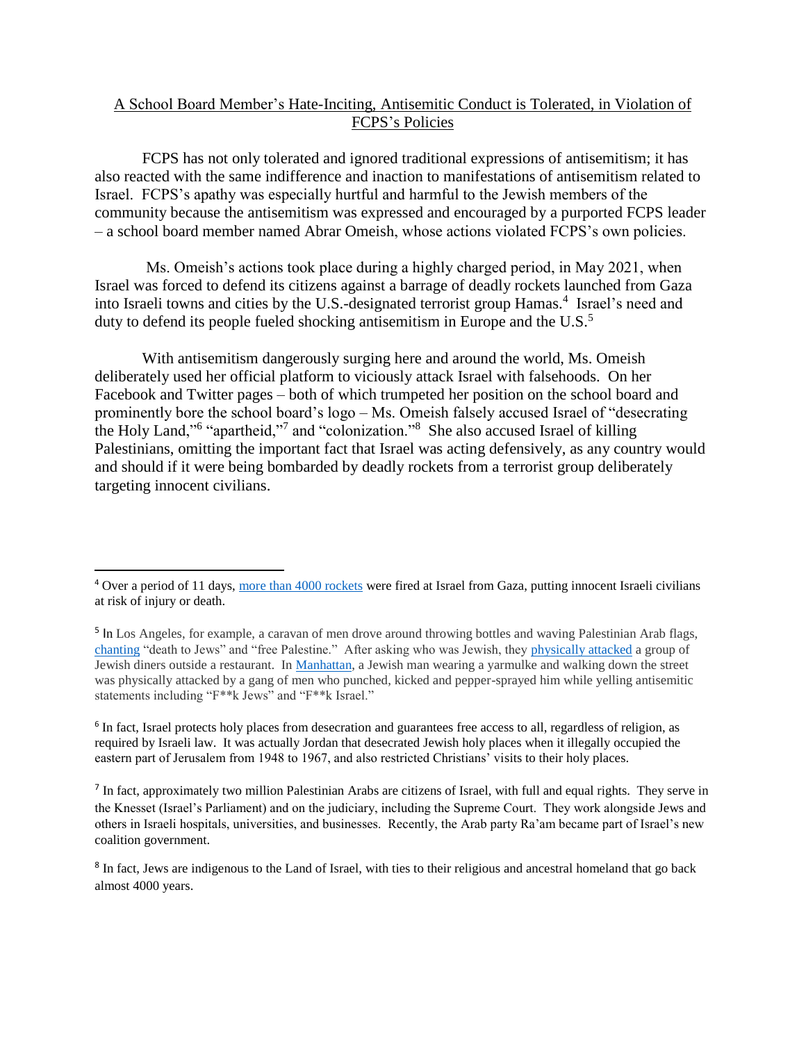## A School Board Member's Hate-Inciting, Antisemitic Conduct is Tolerated, in Violation of FCPS's Policies

FCPS has not only tolerated and ignored traditional expressions of antisemitism; it has also reacted with the same indifference and inaction to manifestations of antisemitism related to Israel. FCPS's apathy was especially hurtful and harmful to the Jewish members of the community because the antisemitism was expressed and encouraged by a purported FCPS leader – a school board member named Abrar Omeish, whose actions violated FCPS's own policies.

Ms. Omeish's actions took place during a highly charged period, in May 2021, when Israel was forced to defend its citizens against a barrage of deadly rockets launched from Gaza into Israeli towns and cities by the U.S.-designated terrorist group Hamas.[4] Israel's need and duty to defend its people fueled shocking antisemitism in Europe and the U.S.[5]

With antisemitism dangerously surging here and around the world, Ms. Omeish deliberately used her official platform to viciously attack Israel with falsehoods. On her Facebook and Twitter pages – both of which trumpeted her position on the school board and prominently bore the school board's logo – Ms. Omeish falsely accused Israel of "desecrating the Holy Land,"[6] "apartheid,"[7] and "colonization."[8] She also accused Israel of killing Palestinians, omitting the important fact that Israel was acting defensively, as any country would and should if it were being bombarded by deadly rockets from a terrorist group deliberately targeting innocent civilians.

---

[4] Over a period of 11 days, more than 4000 rockets were fired at Israel from Gaza, putting innocent Israeli civilians at risk of injury or death.

[5] In Los Angeles, for example, a caravan of men drove around throwing bottles and waving Palestinian Arab flags, chanting "death to Jews" and "free Palestine." After asking who was Jewish, they physically attacked a group of Jewish diners outside a restaurant. In Manhattan, a Jewish man wearing a yarmulke and walking down the street was physically attacked by a gang of men who punched, kicked and pepper-sprayed him while yelling antisemitic statements including "F**k Jews" and "F**k Israel."

[6] In fact, Israel protects holy places from desecration and guarantees free access to all, regardless of religion, as required by Israeli law. It was actually Jordan that desecrated Jewish holy places when it illegally occupied the eastern part of Jerusalem from 1948 to 1967, and also restricted Christians' visits to their holy places.

[7] In fact, approximately two million Palestinian Arabs are citizens of Israel, with full and equal rights. They serve in the Knesset (Israel's Parliament) and on the judiciary, including the Supreme Court. They work alongside Jews and others in Israeli hospitals, universities, and businesses. Recently, the Arab party Ra'am became part of Israel's new coalition government.

[8] In fact, Jews are indigenous to the Land of Israel, with ties to their religious and ancestral homeland that go back almost 4000 years.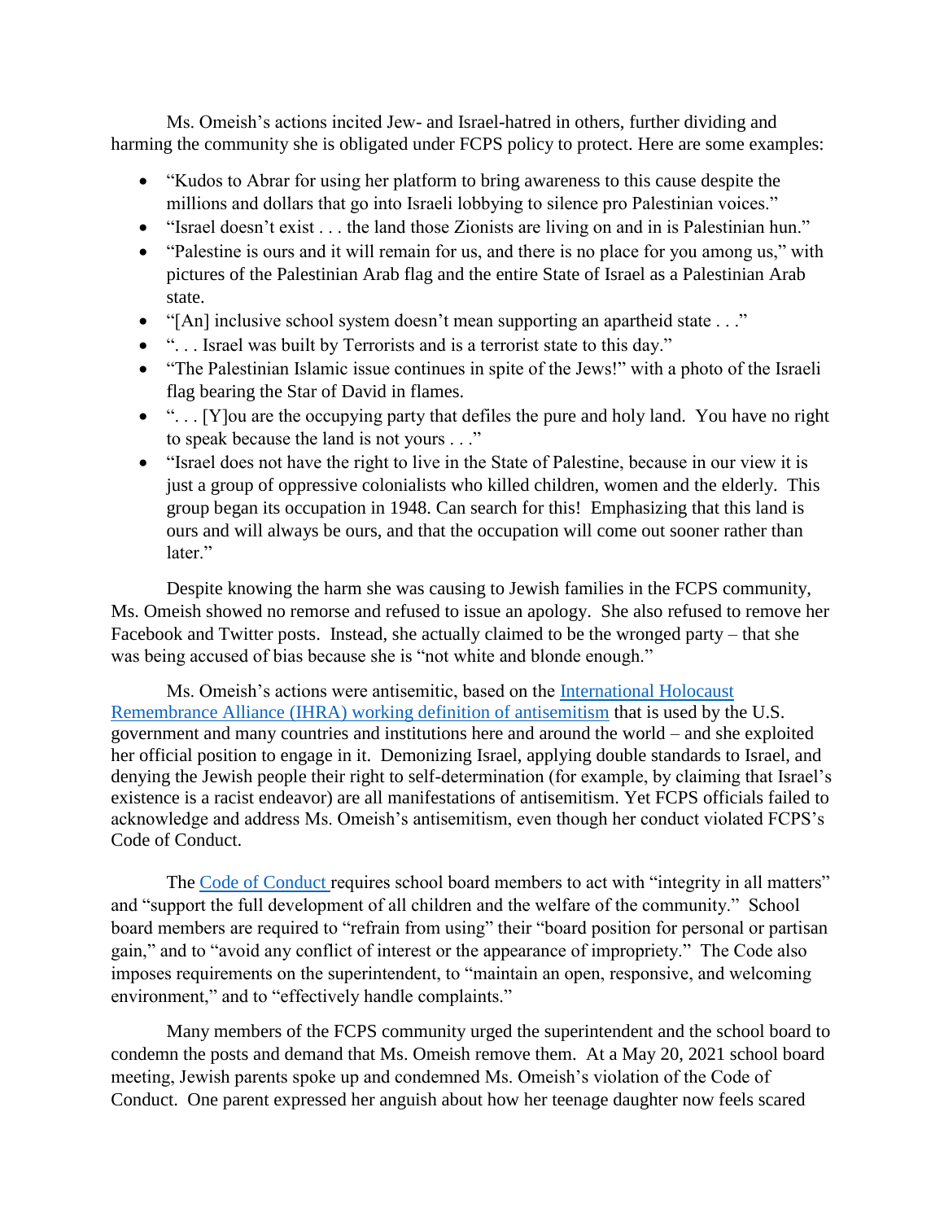Ms. Omeish's actions incited Jew- and Israel-hatred in others, further dividing and harming the community she is obligated under FCPS policy to protect. Here are some examples:

- "Kudos to Abrar for using her platform to bring awareness to this cause despite the millions and dollars that go into Israeli lobbying to silence pro Palestinian voices."
- "Israel doesn't exist . . . the land those Zionists are living on and in is Palestinian hun."
- "Palestine is ours and it will remain for us, and there is no place for you among us," with pictures of the Palestinian Arab flag and the entire State of Israel as a Palestinian Arab state.
- "[An] inclusive school system doesn't mean supporting an apartheid state . . ."
- ". . . Israel was built by Terrorists and is a terrorist state to this day."
- "The Palestinian Islamic issue continues in spite of the Jews!" with a photo of the Israeli flag bearing the Star of David in flames.
- ". . . [Y]ou are the occupying party that defiles the pure and holy land. You have no right to speak because the land is not yours . . ."
- "Israel does not have the right to live in the State of Palestine, because in our view it is just a group of oppressive colonialists who killed children, women and the elderly. This group began its occupation in 1948. Can search for this! Emphasizing that this land is ours and will always be ours, and that the occupation will come out sooner rather than later."

Despite knowing the harm she was causing to Jewish families in the FCPS community, Ms. Omeish showed no remorse and refused to issue an apology. She also refused to remove her Facebook and Twitter posts. Instead, she actually claimed to be the wronged party – that she was being accused of bias because she is "not white and blonde enough."

Ms. Omeish's actions were antisemitic, based on the International Holocaust Remembrance Alliance (IHRA) working definition of antisemitism that is used by the U.S. government and many countries and institutions here and around the world – and she exploited her official position to engage in it. Demonizing Israel, applying double standards to Israel, and denying the Jewish people their right to self-determination (for example, by claiming that Israel's existence is a racist endeavor) are all manifestations of antisemitism. Yet FCPS officials failed to acknowledge and address Ms. Omeish's antisemitism, even though her conduct violated FCPS's Code of Conduct.

The Code of Conduct requires school board members to act with "integrity in all matters" and "support the full development of all children and the welfare of the community." School board members are required to "refrain from using" their "board position for personal or partisan gain," and to "avoid any conflict of interest or the appearance of impropriety." The Code also imposes requirements on the superintendent, to "maintain an open, responsive, and welcoming environment," and to "effectively handle complaints."

Many members of the FCPS community urged the superintendent and the school board to condemn the posts and demand that Ms. Omeish remove them. At a May 20, 2021 school board meeting, Jewish parents spoke up and condemned Ms. Omeish's violation of the Code of Conduct. One parent expressed her anguish about how her teenage daughter now feels scared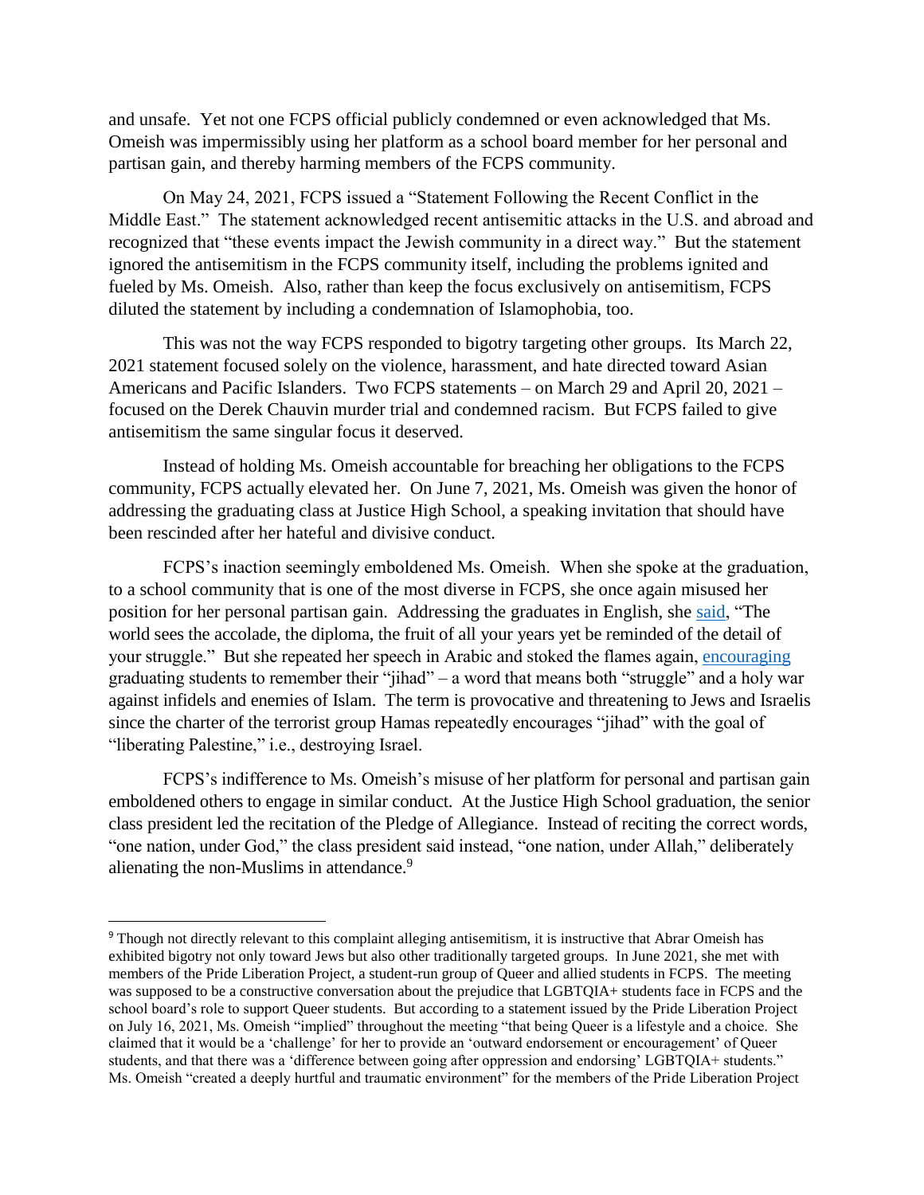and unsafe. Yet not one FCPS official publicly condemned or even acknowledged that Ms. Omeish was impermissibly using her platform as a school board member for her personal and partisan gain, and thereby harming members of the FCPS community.

On May 24, 2021, FCPS issued a "Statement Following the Recent Conflict in the Middle East." The statement acknowledged recent antisemitic attacks in the U.S. and abroad and recognized that "these events impact the Jewish community in a direct way." But the statement ignored the antisemitism in the FCPS community itself, including the problems ignited and fueled by Ms. Omeish. Also, rather than keep the focus exclusively on antisemitism, FCPS diluted the statement by including a condemnation of Islamophobia, too.

This was not the way FCPS responded to bigotry targeting other groups. Its March 22, 2021 statement focused solely on the violence, harassment, and hate directed toward Asian Americans and Pacific Islanders. Two FCPS statements – on March 29 and April 20, 2021 – focused on the Derek Chauvin murder trial and condemned racism. But FCPS failed to give antisemitism the same singular focus it deserved.

Instead of holding Ms. Omeish accountable for breaching her obligations to the FCPS community, FCPS actually elevated her. On June 7, 2021, Ms. Omeish was given the honor of addressing the graduating class at Justice High School, a speaking invitation that should have been rescinded after her hateful and divisive conduct.

FCPS's inaction seemingly emboldened Ms. Omeish. When she spoke at the graduation, to a school community that is one of the most diverse in FCPS, she once again misused her position for her personal partisan gain. Addressing the graduates in English, she said, "The world sees the accolade, the diploma, the fruit of all your years yet be reminded of the detail of your struggle." But she repeated her speech in Arabic and stoked the flames again, encouraging graduating students to remember their "jihad" – a word that means both "struggle" and a holy war against infidels and enemies of Islam. The term is provocative and threatening to Jews and Israelis since the charter of the terrorist group Hamas repeatedly encourages "jihad" with the goal of "liberating Palestine," i.e., destroying Israel.

FCPS's indifference to Ms. Omeish's misuse of her platform for personal and partisan gain emboldened others to engage in similar conduct. At the Justice High School graduation, the senior class president led the recitation of the Pledge of Allegiance. Instead of reciting the correct words, "one nation, under God," the class president said instead, "one nation, under Allah," deliberately alienating the non-Muslims in attendance.[9]

---

[9] Though not directly relevant to this complaint alleging antisemitism, it is instructive that Abrar Omeish has exhibited bigotry not only toward Jews but also other traditionally targeted groups. In June 2021, she met with members of the Pride Liberation Project, a student-run group of Queer and allied students in FCPS. The meeting was supposed to be a constructive conversation about the prejudice that LGBTQIA+ students face in FCPS and the school board's role to support Queer students. But according to a statement issued by the Pride Liberation Project on July 16, 2021, Ms. Omeish "implied" throughout the meeting "that being Queer is a lifestyle and a choice. She claimed that it would be a 'challenge' for her to provide an 'outward endorsement or encouragement' of Queer students, and that there was a 'difference between going after oppression and endorsing' LGBTQIA+ students." Ms. Omeish "created a deeply hurtful and traumatic environment" for the members of the Pride Liberation Project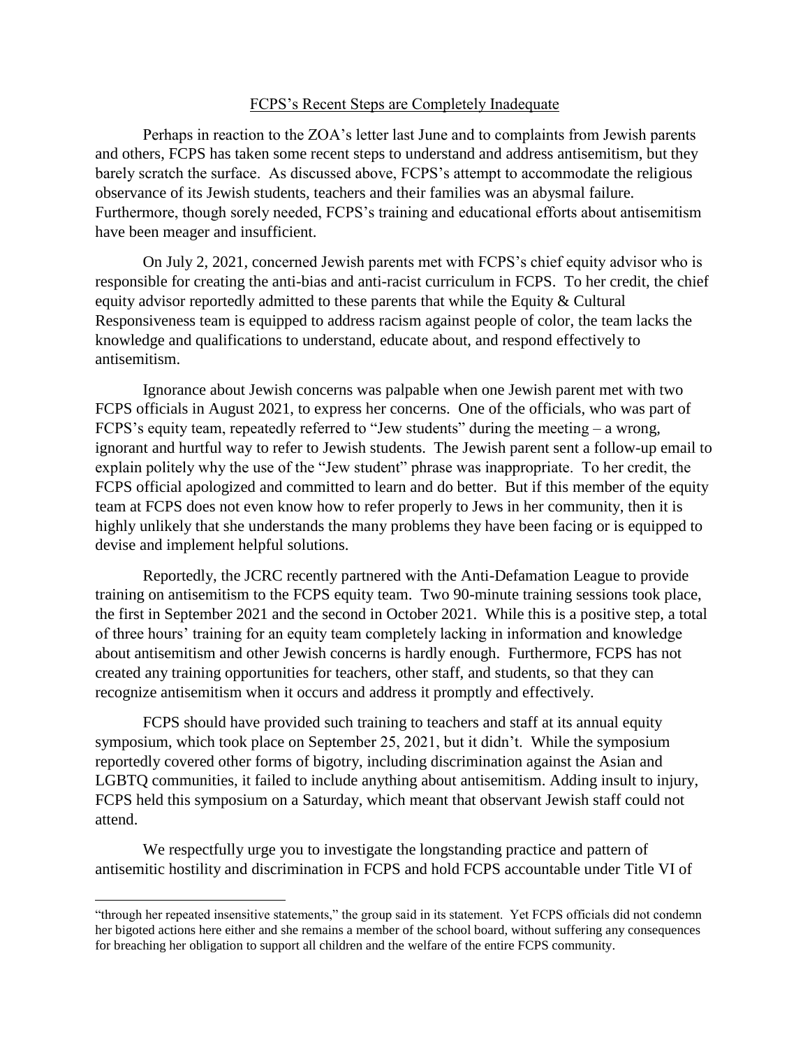## FCPS's Recent Steps are Completely Inadequate

Perhaps in reaction to the ZOA's letter last June and to complaints from Jewish parents and others, FCPS has taken some recent steps to understand and address antisemitism, but they barely scratch the surface. As discussed above, FCPS's attempt to accommodate the religious observance of its Jewish students, teachers and their families was an abysmal failure. Furthermore, though sorely needed, FCPS's training and educational efforts about antisemitism have been meager and insufficient.

On July 2, 2021, concerned Jewish parents met with FCPS's chief equity advisor who is responsible for creating the anti-bias and anti-racist curriculum in FCPS. To her credit, the chief equity advisor reportedly admitted to these parents that while the Equity & Cultural Responsiveness team is equipped to address racism against people of color, the team lacks the knowledge and qualifications to understand, educate about, and respond effectively to antisemitism.

Ignorance about Jewish concerns was palpable when one Jewish parent met with two FCPS officials in August 2021, to express her concerns. One of the officials, who was part of FCPS's equity team, repeatedly referred to "Jew students" during the meeting – a wrong, ignorant and hurtful way to refer to Jewish students. The Jewish parent sent a follow-up email to explain politely why the use of the "Jew student" phrase was inappropriate. To her credit, the FCPS official apologized and committed to learn and do better. But if this member of the equity team at FCPS does not even know how to refer properly to Jews in her community, then it is highly unlikely that she understands the many problems they have been facing or is equipped to devise and implement helpful solutions.

Reportedly, the JCRC recently partnered with the Anti-Defamation League to provide training on antisemitism to the FCPS equity team. Two 90-minute training sessions took place, the first in September 2021 and the second in October 2021. While this is a positive step, a total of three hours' training for an equity team completely lacking in information and knowledge about antisemitism and other Jewish concerns is hardly enough. Furthermore, FCPS has not created any training opportunities for teachers, other staff, and students, so that they can recognize antisemitism when it occurs and address it promptly and effectively.

FCPS should have provided such training to teachers and staff at its annual equity symposium, which took place on September 25, 2021, but it didn't. While the symposium reportedly covered other forms of bigotry, including discrimination against the Asian and LGBTQ communities, it failed to include anything about antisemitism. Adding insult to injury, FCPS held this symposium on a Saturday, which meant that observant Jewish staff could not attend.

We respectfully urge you to investigate the longstanding practice and pattern of antisemitic hostility and discrimination in FCPS and hold FCPS accountable under Title VI of

---

"through her repeated insensitive statements," the group said in its statement. Yet FCPS officials did not condemn her bigoted actions here either and she remains a member of the school board, without suffering any consequences for breaching her obligation to support all children and the welfare of the entire FCPS community.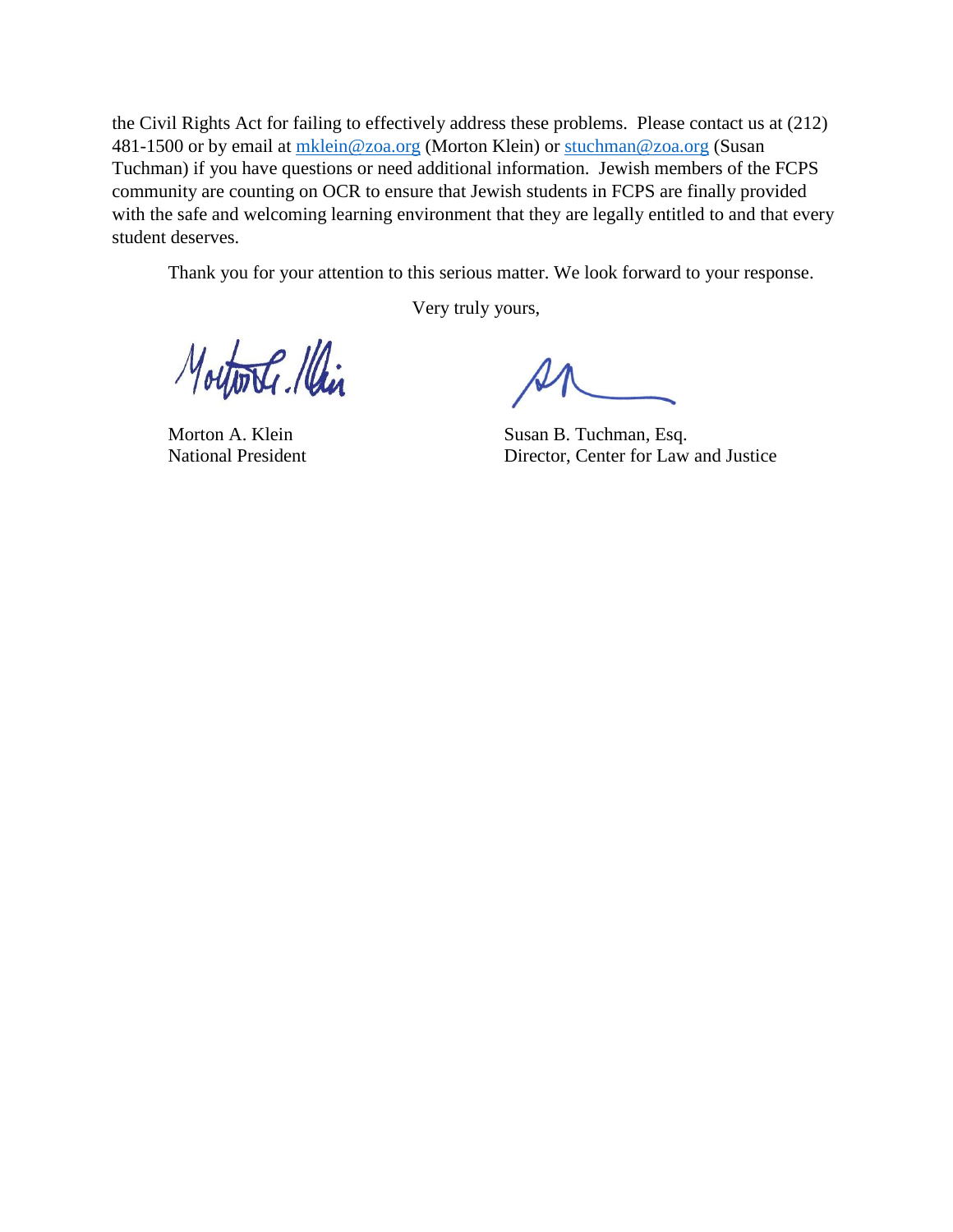the Civil Rights Act for failing to effectively address these problems. Please contact us at (212) 481-1500 or by email at mklein@zoa.org (Morton Klein) or stuchman@zoa.org (Susan Tuchman) if you have questions or need additional information. Jewish members of the FCPS community are counting on OCR to ensure that Jewish students in FCPS are finally provided with the safe and welcoming learning environment that they are legally entitled to and that every student deserves.

Thank you for your attention to this serious matter. We look forward to your response.

Very truly yours,

Morton A. Klein
National President

Susan B. Tuchman, Esq.
Director, Center for Law and Justice